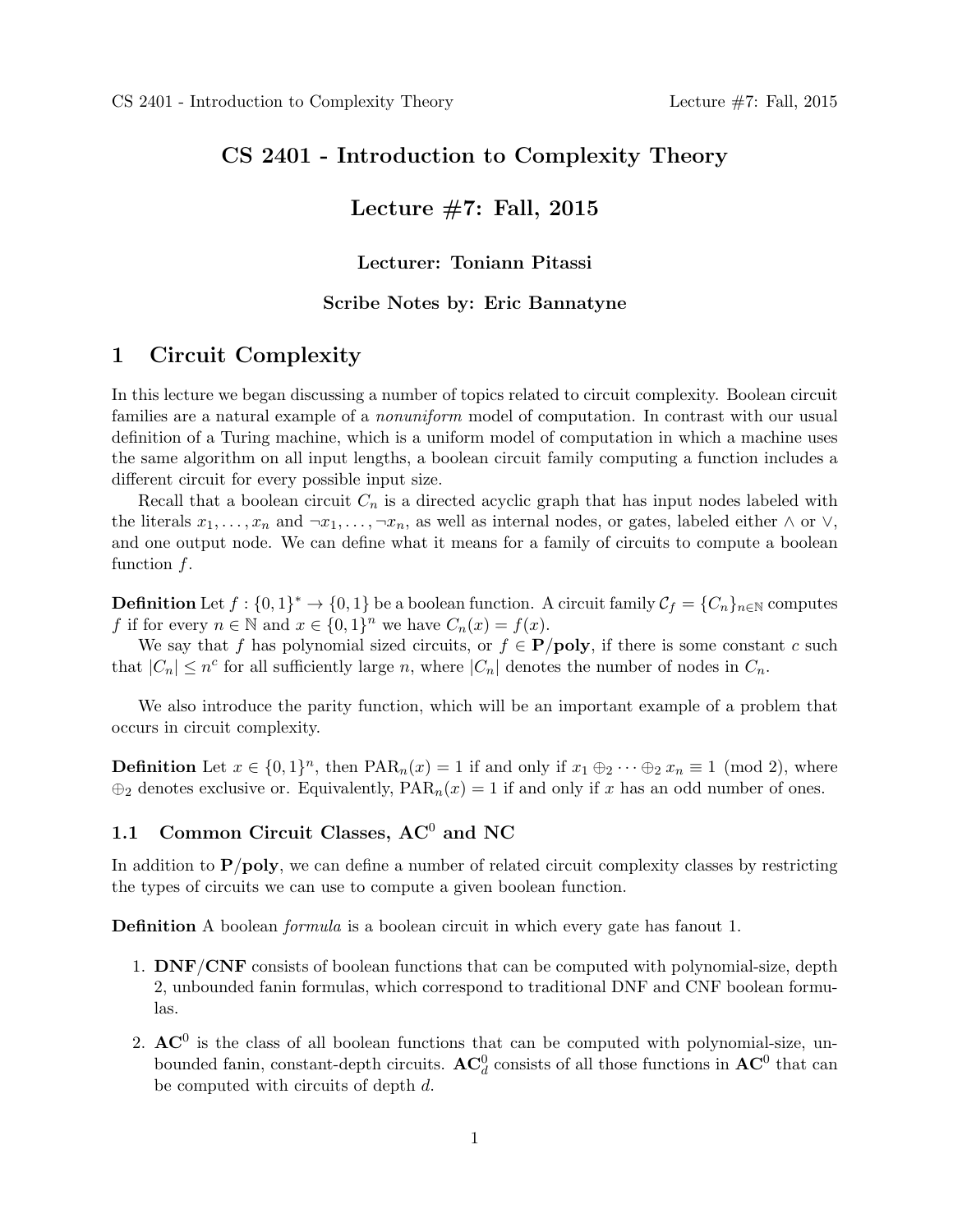# CS 2401 - Introduction to Complexity Theory

# Lecture #7: Fall, 2015

**Lecturer: Toniann Pitassi**

**Scribe Notes by: Eric Bannatyne**

## 1 Circuit Complexity

In this lecture we began discussing a number of topics related to circuit complexity. Boolean circuit families are a natural example of a *nonuniform* model of computation. In contrast with our usual definition of a Turing machine, which is a uniform model of computation in which a machine uses the same algorithm on all input lengths, a boolean circuit family computing a function includes a different circuit for every possible input size.

Recall that a boolean circuit $C_n$ is a directed acyclic graph that has input nodes labeled with the literals $x_1, \ldots, x_n$ and $\neg x_1, \ldots, \neg x_n$, as well as internal nodes, or gates, labeled either $\wedge$ or $\vee$, and one output node. We can define what it means for a family of circuits to compute a boolean function $f$.

**Definition** Let $f : \{0,1\}^* \to \{0,1\}$ be a boolean function. A circuit family $\mathcal{C}_f = \{C_n\}_{n \in \mathbb{N}}$ computes $f$ if for every $n \in \mathbb{N}$ and $x \in \{0,1\}^n$ we have $C_n(x) = f(x)$.

We say that $f$ has polynomial sized circuits, or $f \in \mathbf{P/poly}$, if there is some constant $c$ such that $|C_n| \leq n^c$ for all sufficiently large $n$, where $|C_n|$ denotes the number of nodes in $C_n$.

We also introduce the parity function, which will be an important example of a problem that occurs in circuit complexity.

**Definition** Let $x \in \{0,1\}^n$, then $\text{PAR}_n(x) = 1$ if and only if $x_1 \oplus_2 \cdots \oplus_2 x_n \equiv 1 \pmod 2$, where $\oplus_2$ denotes exclusive or. Equivalently, $\text{PAR}_n(x) = 1$ if and only if $x$ has an odd number of ones.

### 1.1 Common Circuit Classes, $\mathbf{AC}^0$ and $\mathbf{NC}$

In addition to $\mathbf{P/poly}$, we can define a number of related circuit complexity classes by restricting the types of circuits we can use to compute a given boolean function.

**Definition** A boolean *formula* is a boolean circuit in which every gate has fanout 1.

1. **DNF/CNF** consists of boolean functions that can be computed with polynomial-size, depth 2, unbounded fanin formulas, which correspond to traditional DNF and CNF boolean formulas.

2. $\mathbf{AC}^0$ is the class of all boolean functions that can be computed with polynomial-size, unbounded fanin, constant-depth circuits. $\mathbf{AC}^0_d$ consists of all those functions in $\mathbf{AC}^0$ that can be computed with circuits of depth $d$.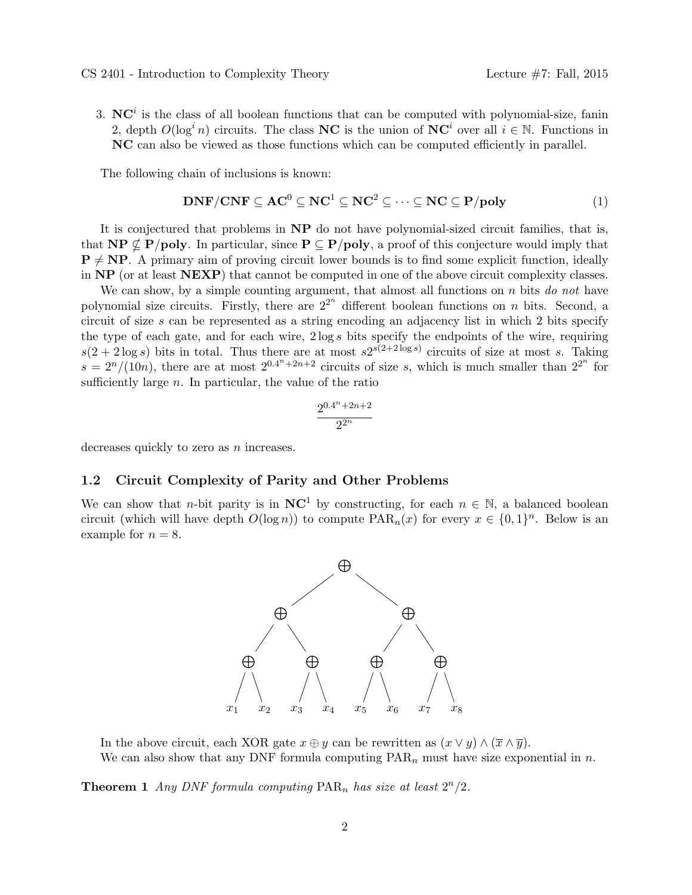3. $\mathbf{NC}^i$ is the class of all boolean functions that can be computed with polynomial-size, fanin 2, depth $O(\log^i n)$ circuits. The class $\mathbf{NC}$ is the union of $\mathbf{NC}^i$ over all $i \in \mathbb{N}$. Functions in $\mathbf{NC}$ can also be viewed as those functions which can be computed efficiently in parallel.

The following chain of inclusions is known:

$$\mathbf{DNF/CNF} \subseteq \mathbf{AC}^0 \subseteq \mathbf{NC}^1 \subseteq \mathbf{NC}^2 \subseteq \cdots \subseteq \mathbf{NC} \subseteq \mathbf{P/poly} \tag{1}$$

It is conjectured that problems in $\mathbf{NP}$ do not have polynomial-sized circuit families, that is, that $\mathbf{NP} \not\subseteq \mathbf{P/poly}$. In particular, since $\mathbf{P} \subseteq \mathbf{P/poly}$, a proof of this conjecture would imply that $\mathbf{P} \neq \mathbf{NP}$. A primary aim of proving circuit lower bounds is to find some explicit function, ideally in $\mathbf{NP}$ (or at least $\mathbf{NEXP}$) that cannot be computed in one of the above circuit complexity classes.

We can show, by a simple counting argument, that almost all functions on $n$ bits *do not* have polynomial size circuits. Firstly, there are $2^{2^n}$ different boolean functions on $n$ bits. Second, a circuit of size $s$ can be represented as a string encoding an adjacency list in which 2 bits specify the type of each gate, and for each wire, $2\log s$ bits specify the endpoints of the wire, requiring $s(2 + 2\log s)$ bits in total. Thus there are at most $s2^{s(2+2\log s)}$ circuits of size at most $s$. Taking $s = 2^n/(10n)$, there are at most $2^{0.4^n+2n+2}$ circuits of size $s$, which is much smaller than $2^{2^n}$ for sufficiently large $n$. In particular, the value of the ratio

$$\frac{2^{0.4^n+2n+2}}{2^{2^n}}$$

decreases quickly to zero as $n$ increases.

### 1.2 Circuit Complexity of Parity and Other Problems

We can show that $n$-bit parity is in $\mathbf{NC}^1$ by constructing, for each $n \in \mathbb{N}$, a balanced boolean circuit (which will have depth $O(\log n)$) to compute $\text{PAR}_n(x)$ for every $x \in \{0,1\}^n$. Below is an example for $n = 8$.

```
                    ⊕
              /           \
           ⊕                 ⊕
         /   \             /   \
       ⊕       ⊕         ⊕       ⊕
      / \     / \       / \     / \
     x1  x2  x3  x4    x5  x6  x7  x8
```

In the above circuit, each XOR gate $x \oplus y$ can be rewritten as $(x \vee y) \wedge (\overline{x} \wedge \overline{y})$.

We can also show that any DNF formula computing $\text{PAR}_n$ must have size exponential in $n$.

**Theorem 1** *Any DNF formula computing* $\text{PAR}_n$ *has size at least* $2^n/2$.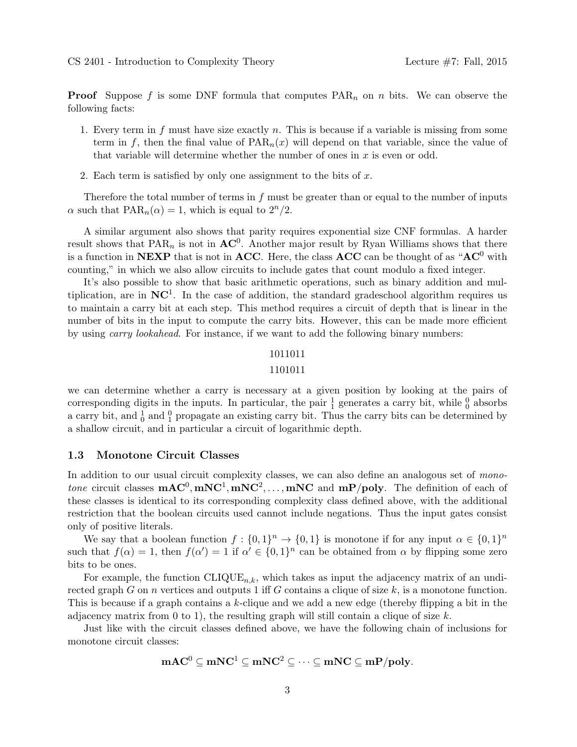**Proof** Suppose $f$ is some DNF formula that computes $\text{PAR}_n$ on $n$ bits. We can observe the following facts:

1. Every term in $f$ must have size exactly $n$. This is because if a variable is missing from some term in $f$, then the final value of $\text{PAR}_n(x)$ will depend on that variable, since the value of that variable will determine whether the number of ones in $x$ is even or odd.
2. Each term is satisfied by only one assignment to the bits of $x$.

Therefore the total number of terms in $f$ must be greater than or equal to the number of inputs $\alpha$ such that $\text{PAR}_n(\alpha) = 1$, which is equal to $2^n/2$.

A similar argument also shows that parity requires exponential size CNF formulas. A harder result shows that $\text{PAR}_n$ is not in $\mathbf{AC}^0$. Another major result by Ryan Williams shows that there is a function in **NEXP** that is not in **ACC**. Here, the class **ACC** can be thought of as "$\mathbf{AC}^0$ with counting," in which we also allow circuits to include gates that count modulo a fixed integer.

It's also possible to show that basic arithmetic operations, such as binary addition and multiplication, are in $\mathbf{NC}^1$. In the case of addition, the standard gradeschool algorithm requires us to maintain a carry bit at each step. This method requires a circuit of depth that is linear in the number of bits in the input to compute the carry bits. However, this can be made more efficient by using *carry lookahead*. For instance, if we want to add the following binary numbers:

$$\begin{array}{c} 1011011 \\ 1101011 \end{array}$$

we can determine whether a carry is necessary at a given position by looking at the pairs of corresponding digits in the inputs. In particular, the pair $\frac{1}{1}$ generates a carry bit, while $\frac{0}{0}$ absorbs a carry bit, and $\frac{1}{0}$ and $\frac{0}{1}$ propagate an existing carry bit. Thus the carry bits can be determined by a shallow circuit, and in particular a circuit of logarithmic depth.

### 1.3 Monotone Circuit Classes

In addition to our usual circuit complexity classes, we can also define an analogous set of *monotone* circuit classes $\mathbf{mAC}^0, \mathbf{mNC}^1, \mathbf{mNC}^2, \ldots, \mathbf{mNC}$ and $\mathbf{mP/poly}$. The definition of each of these classes is identical to its corresponding complexity class defined above, with the additional restriction that the boolean circuits used cannot include negations. Thus the input gates consist only of positive literals.

We say that a boolean function $f : \{0,1\}^n \to \{0,1\}$ is monotone if for any input $\alpha \in \{0,1\}^n$ such that $f(\alpha) = 1$, then $f(\alpha') = 1$ if $\alpha' \in \{0,1\}^n$ can be obtained from $\alpha$ by flipping some zero bits to be ones.

For example, the function $\text{CLIQUE}_{n,k}$, which takes as input the adjacency matrix of an undirected graph $G$ on $n$ vertices and outputs 1 iff $G$ contains a clique of size $k$, is a monotone function. This is because if a graph contains a $k$-clique and we add a new edge (thereby flipping a bit in the adjacency matrix from 0 to 1), the resulting graph will still contain a clique of size $k$.

Just like with the circuit classes defined above, we have the following chain of inclusions for monotone circuit classes:

$$\mathbf{mAC}^0 \subseteq \mathbf{mNC}^1 \subseteq \mathbf{mNC}^2 \subseteq \cdots \subseteq \mathbf{mNC} \subseteq \mathbf{mP/poly}.$$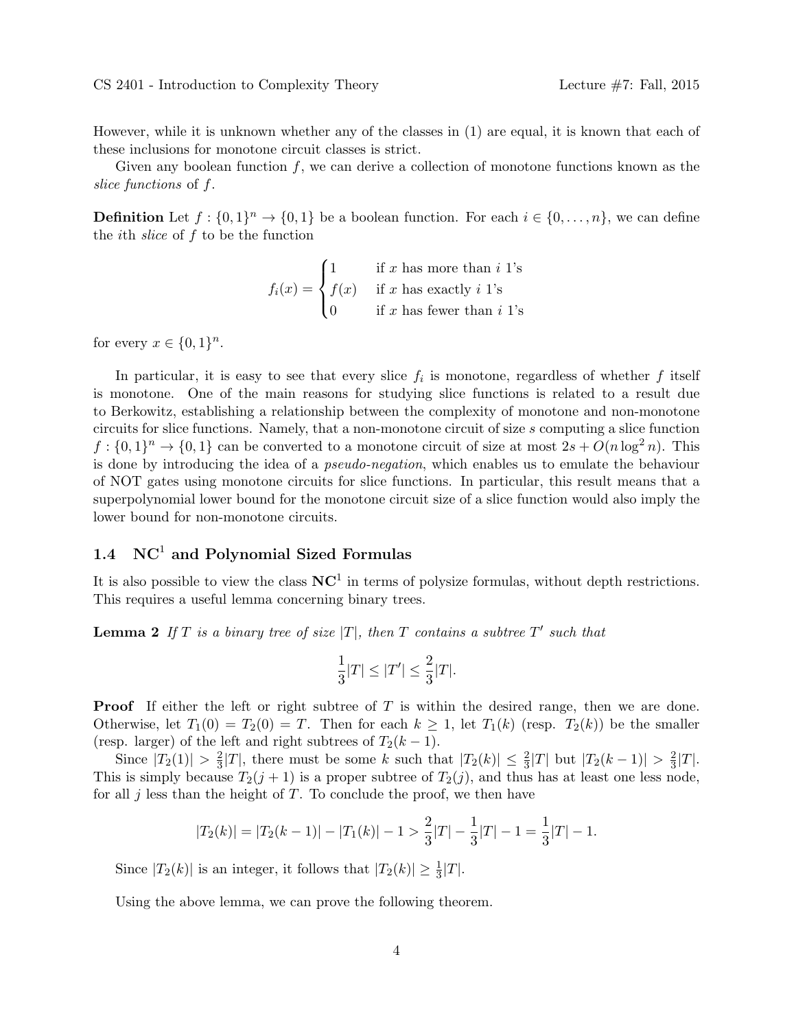However, while it is unknown whether any of the classes in (1) are equal, it is known that each of these inclusions for monotone circuit classes is strict.

Given any boolean function $f$, we can derive a collection of monotone functions known as the *slice functions* of $f$.

**Definition** Let $f : \{0,1\}^n \to \{0,1\}$ be a boolean function. For each $i \in \{0, \dots, n\}$, we can define the $i$th *slice* of $f$ to be the function

$$f_i(x) = \begin{cases} 1 & \text{if } x \text{ has more than } i \text{ 1's} \\ f(x) & \text{if } x \text{ has exactly } i \text{ 1's} \\ 0 & \text{if } x \text{ has fewer than } i \text{ 1's} \end{cases}$$

for every $x \in \{0,1\}^n$.

In particular, it is easy to see that every slice $f_i$ is monotone, regardless of whether $f$ itself is monotone. One of the main reasons for studying slice functions is related to a result due to Berkowitz, establishing a relationship between the complexity of monotone and non-monotone circuits for slice functions. Namely, that a non-monotone circuit of size $s$ computing a slice function $f : \{0,1\}^n \to \{0,1\}$ can be converted to a monotone circuit of size at most $2s + O(n \log^2 n)$. This is done by introducing the idea of a *pseudo-negation*, which enables us to emulate the behaviour of NOT gates using monotone circuits for slice functions. In particular, this result means that a superpolynomial lower bound for the monotone circuit size of a slice function would also imply the lower bound for non-monotone circuits.

## 1.4 $\mathbf{NC}^1$ and Polynomial Sized Formulas

It is also possible to view the class $\mathbf{NC}^1$ in terms of polysize formulas, without depth restrictions. This requires a useful lemma concerning binary trees.

**Lemma 2** *If $T$ is a binary tree of size $|T|$, then $T$ contains a subtree $T'$ such that*

$$\frac{1}{3}|T| \leq |T'| \leq \frac{2}{3}|T|.$$

**Proof** If either the left or right subtree of $T$ is within the desired range, then we are done. Otherwise, let $T_1(0) = T_2(0) = T$. Then for each $k \geq 1$, let $T_1(k)$ (resp. $T_2(k)$) be the smaller (resp. larger) of the left and right subtrees of $T_2(k-1)$.

Since $|T_2(1)| > \frac{2}{3}|T|$, there must be some $k$ such that $|T_2(k)| \leq \frac{2}{3}|T|$ but $|T_2(k-1)| > \frac{2}{3}|T|$. This is simply because $T_2(j+1)$ is a proper subtree of $T_2(j)$, and thus has at least one less node, for all $j$ less than the height of $T$. To conclude the proof, we then have

$$|T_2(k)| = |T_2(k-1)| - |T_1(k)| - 1 > \frac{2}{3}|T| - \frac{1}{3}|T| - 1 = \frac{1}{3}|T| - 1.$$

Since $|T_2(k)|$ is an integer, it follows that $|T_2(k)| \geq \frac{1}{3}|T|$.

Using the above lemma, we can prove the following theorem.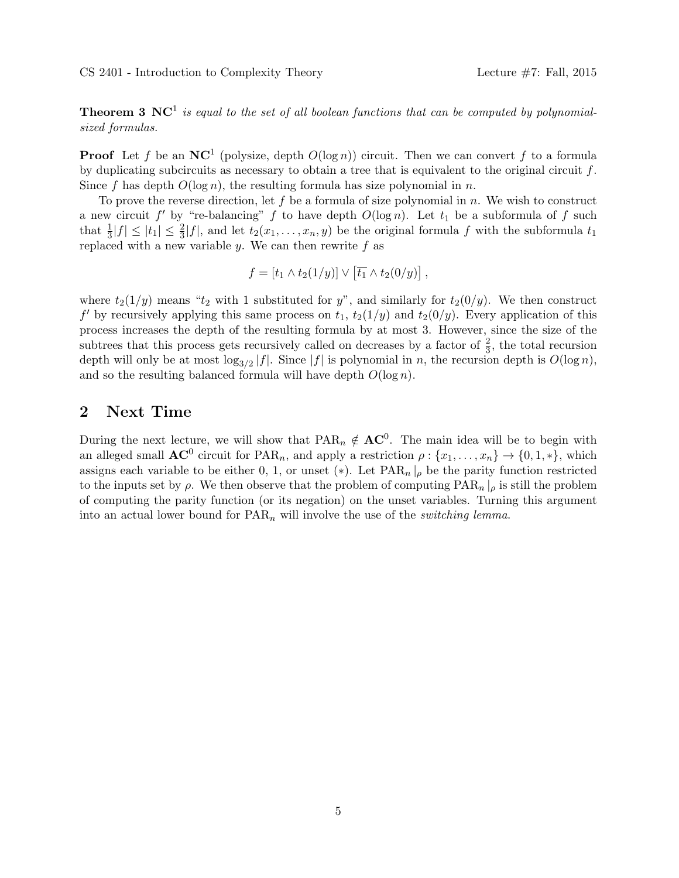**Theorem 3** $\mathbf{NC}^1$ *is equal to the set of all boolean functions that can be computed by polynomial-sized formulas.*

**Proof** Let $f$ be an $\mathbf{NC}^1$ (polysize, depth $O(\log n)$) circuit. Then we can convert $f$ to a formula by duplicating subcircuits as necessary to obtain a tree that is equivalent to the original circuit $f$. Since $f$ has depth $O(\log n)$, the resulting formula has size polynomial in $n$.

To prove the reverse direction, let $f$ be a formula of size polynomial in $n$. We wish to construct a new circuit $f'$ by "re-balancing" $f$ to have depth $O(\log n)$. Let $t_1$ be a subformula of $f$ such that $\frac{1}{3}|f| \le |t_1| \le \frac{2}{3}|f|$, and let $t_2(x_1, \ldots, x_n, y)$ be the original formula $f$ with the subformula $t_1$ replaced with a new variable $y$. We can then rewrite $f$ as

$$f = [t_1 \wedge t_2(1/y)] \vee \left[\overline{t_1} \wedge t_2(0/y)\right],$$

where $t_2(1/y)$ means "$t_2$ with 1 substituted for $y$", and similarly for $t_2(0/y)$. We then construct $f'$ by recursively applying this same process on $t_1$, $t_2(1/y)$ and $t_2(0/y)$. Every application of this process increases the depth of the resulting formula by at most 3. However, since the size of the subtrees that this process gets recursively called on decreases by a factor of $\frac{2}{3}$, the total recursion depth will only be at most $\log_{3/2}|f|$. Since $|f|$ is polynomial in $n$, the recursion depth is $O(\log n)$, and so the resulting balanced formula will have depth $O(\log n)$.

## 2 Next Time

During the next lecture, we will show that $\text{PAR}_n \notin \mathbf{AC}^0$. The main idea will be to begin with an alleged small $\mathbf{AC}^0$ circuit for $\text{PAR}_n$, and apply a restriction $\rho : \{x_1, \ldots, x_n\} \to \{0, 1, *\}$, which assigns each variable to be either 0, 1, or unset ($*$). Let $\text{PAR}_n|_\rho$ be the parity function restricted to the inputs set by $\rho$. We then observe that the problem of computing $\text{PAR}_n|_\rho$ is still the problem of computing the parity function (or its negation) on the unset variables. Turning this argument into an actual lower bound for $\text{PAR}_n$ will involve the use of the *switching lemma*.